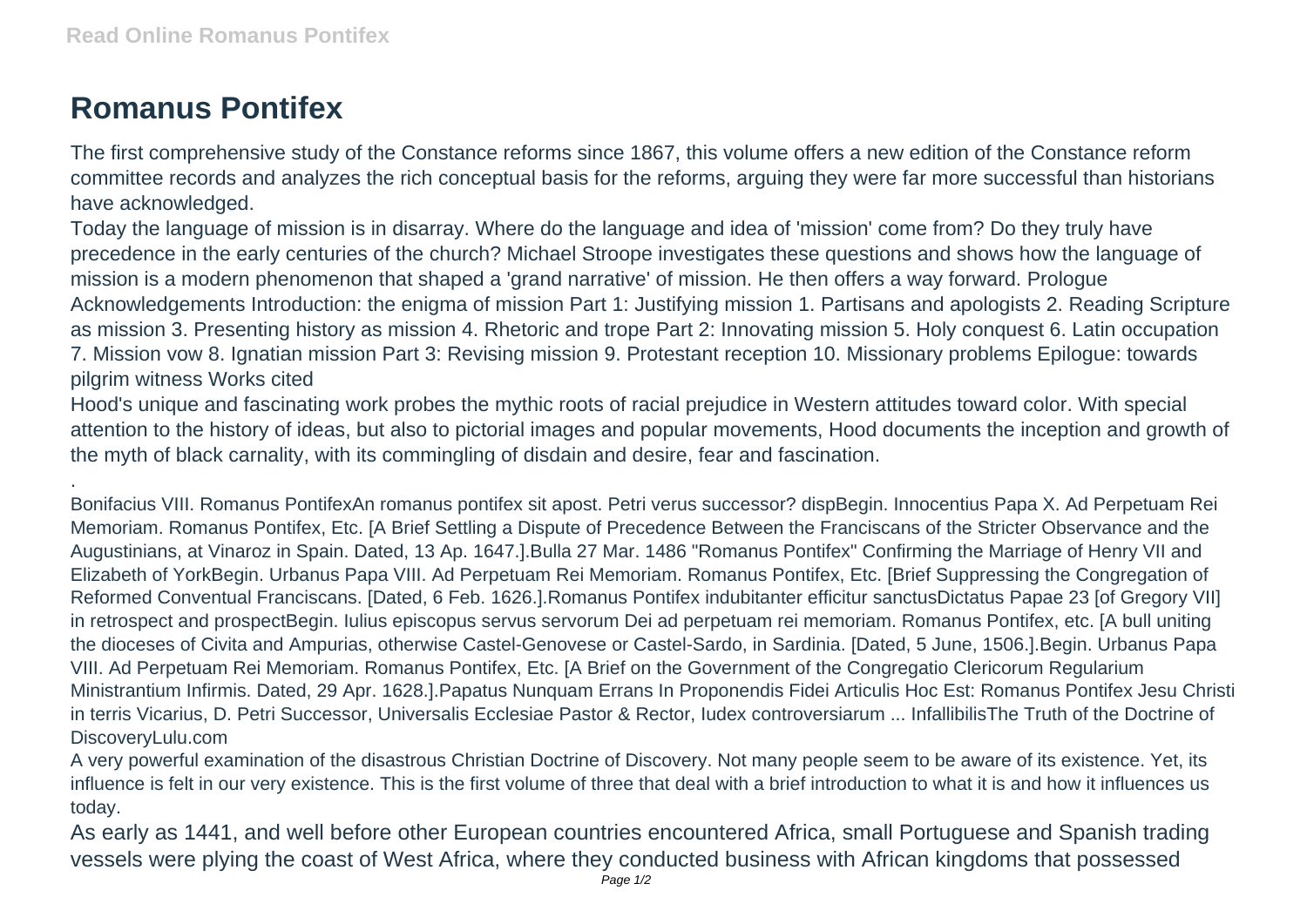# Romanus Pontifex

The first comprehensive study of the Constance reforms since 1867, this volume offers a new edition of the Constance reform committee records and analyzes the rich conceptual basis for the reforms, arguing they were far more successful than historians have acknowledged.

Today the language of mission is in disarray. Where do the language and idea of 'mission' come from? Do they truly have precedence in the early centuries of the church? Michael Stroope investigates these questions and shows how the language of mission is a modern phenomenon that shaped a 'grand narrative' of mission. He then offers a way forward. Prologue Acknowledgements Introduction: the enigma of mission Part 1: Justifying mission 1. Partisans and apologists 2. Reading Scripture as mission 3. Presenting history as mission 4. Rhetoric and trope Part 2: Innovating mission 5. Holy conquest 6. Latin occupation 7. Mission vow 8. Ignatian mission Part 3: Revising mission 9. Protestant reception 10. Missionary problems Epilogue: towards pilgrim witness Works cited

Hood's unique and fascinating work probes the mythic roots of racial prejudice in Western attitudes toward color. With special attention to the history of ideas, but also to pictorial images and popular movements, Hood documents the inception and growth of the myth of black carnality, with its commingling of disdain and desire, fear and fascination.

.

Bonifacius VIII. Romanus PontifexAn romanus pontifex sit apost. Petri verus successor? dispBegin. Innocentius Papa X. Ad Perpetuam Rei Memoriam. Romanus Pontifex, Etc. [A Brief Settling a Dispute of Precedence Between the Franciscans of the Stricter Observance and the Augustinians, at Vinaroz in Spain. Dated, 13 Ap. 1647.].Bulla 27 Mar. 1486 "Romanus Pontifex" Confirming the Marriage of Henry VII and Elizabeth of YorkBegin. Urbanus Papa VIII. Ad Perpetuam Rei Memoriam. Romanus Pontifex, Etc. [Brief Suppressing the Congregation of Reformed Conventual Franciscans. [Dated, 6 Feb. 1626.].Romanus Pontifex indubitanter efficitur sanctusDictatus Papae 23 [of Gregory VII] in retrospect and prospectBegin. Iulius episcopus servus servorum Dei ad perpetuam rei memoriam. Romanus Pontifex, etc. [A bull uniting the dioceses of Civita and Ampurias, otherwise Castel-Genovese or Castel-Sardo, in Sardinia. [Dated, 5 June, 1506.].Begin. Urbanus Papa VIII. Ad Perpetuam Rei Memoriam. Romanus Pontifex, Etc. [A Brief on the Government of the Congregatio Clericorum Regularium Ministrantium Infirmis. Dated, 29 Apr. 1628.].Papatus Nunquam Errans In Proponendis Fidei Articulis Hoc Est: Romanus Pontifex Jesu Christi in terris Vicarius, D. Petri Successor, Universalis Ecclesiae Pastor & Rector, Iudex controversiarum ... InfallibilisThe Truth of the Doctrine of DiscoveryLulu.com

A very powerful examination of the disastrous Christian Doctrine of Discovery. Not many people seem to be aware of its existence. Yet, its influence is felt in our very existence. This is the first volume of three that deal with a brief introduction to what it is and how it influences us today.

As early as 1441, and well before other European countries encountered Africa, small Portuguese and Spanish trading vessels were plying the coast of West Africa, where they conducted business with African kingdoms that possessed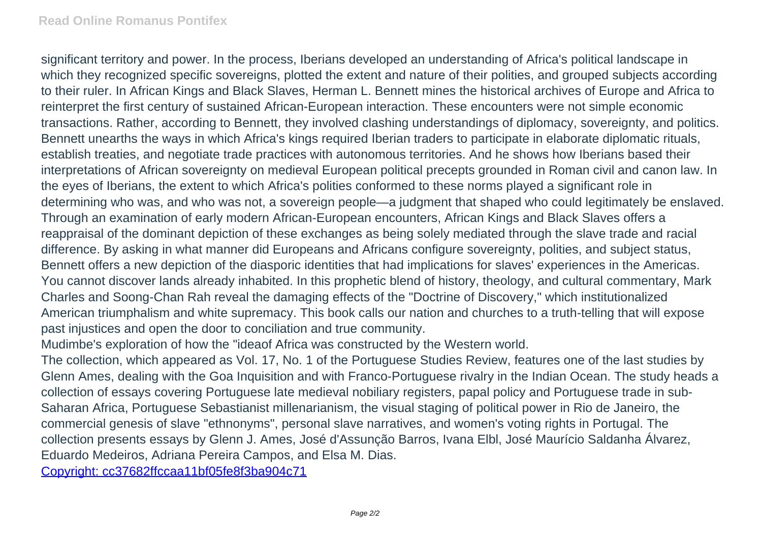significant territory and power. In the process, Iberians developed an understanding of Africa's political landscape in which they recognized specific sovereigns, plotted the extent and nature of their polities, and grouped subjects according to their ruler. In African Kings and Black Slaves, Herman L. Bennett mines the historical archives of Europe and Africa to reinterpret the first century of sustained African-European interaction. These encounters were not simple economic transactions. Rather, according to Bennett, they involved clashing understandings of diplomacy, sovereignty, and politics. Bennett unearths the ways in which Africa's kings required Iberian traders to participate in elaborate diplomatic rituals, establish treaties, and negotiate trade practices with autonomous territories. And he shows how Iberians based their interpretations of African sovereignty on medieval European political precepts grounded in Roman civil and canon law. In the eyes of Iberians, the extent to which Africa's polities conformed to these norms played a significant role in determining who was, and who was not, a sovereign people—a judgment that shaped who could legitimately be enslaved. Through an examination of early modern African-European encounters, African Kings and Black Slaves offers a reappraisal of the dominant depiction of these exchanges as being solely mediated through the slave trade and racial difference. By asking in what manner did Europeans and Africans configure sovereignty, polities, and subject status, Bennett offers a new depiction of the diasporic identities that had implications for slaves' experiences in the Americas.

You cannot discover lands already inhabited. In this prophetic blend of history, theology, and cultural commentary, Mark Charles and Soong-Chan Rah reveal the damaging effects of the "Doctrine of Discovery," which institutionalized American triumphalism and white supremacy. This book calls our nation and churches to a truth-telling that will expose past injustices and open the door to conciliation and true community.

Mudimbe's exploration of how the "ideaof Africa was constructed by the Western world.

The collection, which appeared as Vol. 17, No. 1 of the Portuguese Studies Review, features one of the last studies by Glenn Ames, dealing with the Goa Inquisition and with Franco-Portuguese rivalry in the Indian Ocean. The study heads a collection of essays covering Portuguese late medieval nobiliary registers, papal policy and Portuguese trade in sub-Saharan Africa, Portuguese Sebastianist millenarianism, the visual staging of political power in Rio de Janeiro, the commercial genesis of slave "ethnonyms", personal slave narratives, and women's voting rights in Portugal. The collection presents essays by Glenn J. Ames, José d'Assunção Barros, Ivana Elbl, José Maurício Saldanha Álvarez, Eduardo Medeiros, Adriana Pereira Campos, and Elsa M. Dias.

Copyright: cc37682ffccaa11bf05fe8f3ba904c71